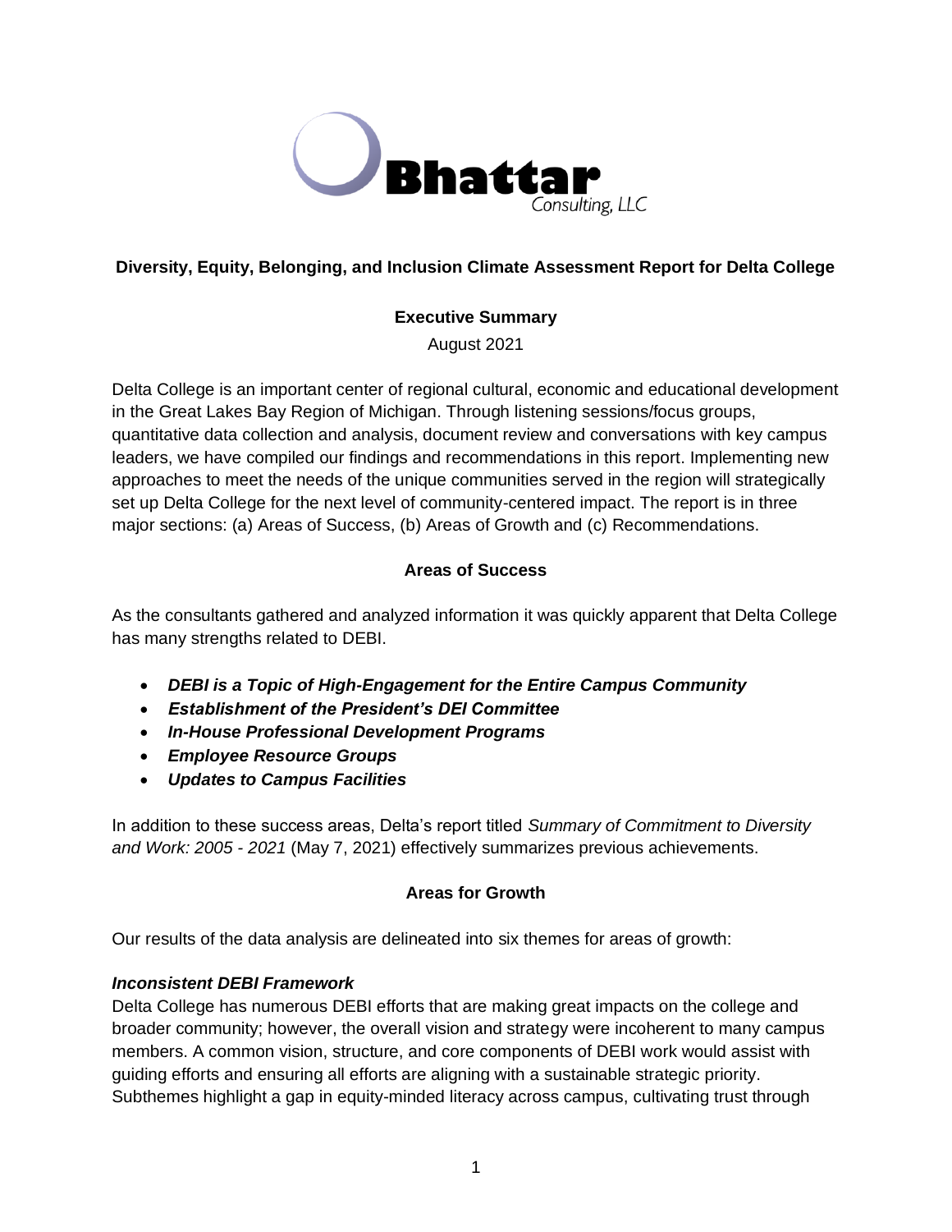**Bhattar** Consulting, LLC

## Diversity, Equity, Belonging, and Inclusion Climate Assessment Report for Delta College

### Executive Summary

August 2021

Delta College is an important center of regional cultural, economic and educational development in the Great Lakes Bay Region of Michigan. Through listening sessions/focus groups, quantitative data collection and analysis, document review and conversations with key campus leaders, we have compiled our findings and recommendations in this report. Implementing new approaches to meet the needs of the unique communities served in the region will strategically set up Delta College for the next level of community-centered impact. The report is in three major sections: (a) Areas of Success, (b) Areas of Growth and (c) Recommendations.

### Areas of Success

As the consultants gathered and analyzed information it was quickly apparent that Delta College has many strengths related to DEBI.

- ***DEBI is a Topic of High-Engagement for the Entire Campus Community***
- ***Establishment of the President's DEI Committee***
- ***In-House Professional Development Programs***
- ***Employee Resource Groups***
- ***Updates to Campus Facilities***

In addition to these success areas, Delta's report titled *Summary of Commitment to Diversity and Work: 2005 - 2021* (May 7, 2021) effectively summarizes previous achievements.

### Areas for Growth

Our results of the data analysis are delineated into six themes for areas of growth:

***Inconsistent DEBI Framework***

Delta College has numerous DEBI efforts that are making great impacts on the college and broader community; however, the overall vision and strategy were incoherent to many campus members. A common vision, structure, and core components of DEBI work would assist with guiding efforts and ensuring all efforts are aligning with a sustainable strategic priority. Subthemes highlight a gap in equity-minded literacy across campus, cultivating trust through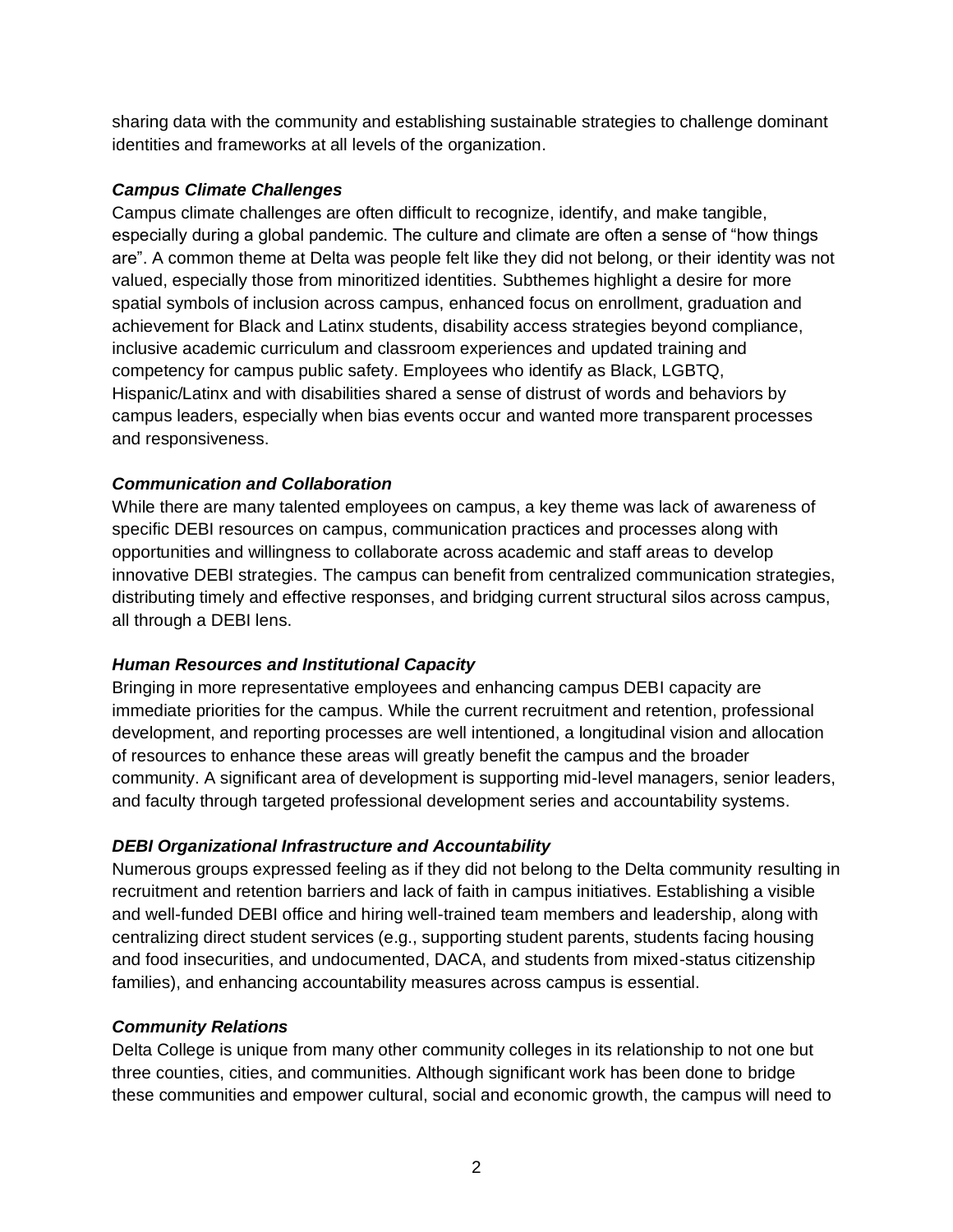sharing data with the community and establishing sustainable strategies to challenge dominant identities and frameworks at all levels of the organization.

***Campus Climate Challenges***

Campus climate challenges are often difficult to recognize, identify, and make tangible, especially during a global pandemic. The culture and climate are often a sense of "how things are". A common theme at Delta was people felt like they did not belong, or their identity was not valued, especially those from minoritized identities. Subthemes highlight a desire for more spatial symbols of inclusion across campus, enhanced focus on enrollment, graduation and achievement for Black and Latinx students, disability access strategies beyond compliance, inclusive academic curriculum and classroom experiences and updated training and competency for campus public safety. Employees who identify as Black, LGBTQ, Hispanic/Latinx and with disabilities shared a sense of distrust of words and behaviors by campus leaders, especially when bias events occur and wanted more transparent processes and responsiveness.

***Communication and Collaboration***

While there are many talented employees on campus, a key theme was lack of awareness of specific DEBI resources on campus, communication practices and processes along with opportunities and willingness to collaborate across academic and staff areas to develop innovative DEBI strategies. The campus can benefit from centralized communication strategies, distributing timely and effective responses, and bridging current structural silos across campus, all through a DEBI lens.

***Human Resources and Institutional Capacity***

Bringing in more representative employees and enhancing campus DEBI capacity are immediate priorities for the campus. While the current recruitment and retention, professional development, and reporting processes are well intentioned, a longitudinal vision and allocation of resources to enhance these areas will greatly benefit the campus and the broader community. A significant area of development is supporting mid-level managers, senior leaders, and faculty through targeted professional development series and accountability systems.

***DEBI Organizational Infrastructure and Accountability***

Numerous groups expressed feeling as if they did not belong to the Delta community resulting in recruitment and retention barriers and lack of faith in campus initiatives. Establishing a visible and well-funded DEBI office and hiring well-trained team members and leadership, along with centralizing direct student services (e.g., supporting student parents, students facing housing and food insecurities, and undocumented, DACA, and students from mixed-status citizenship families), and enhancing accountability measures across campus is essential.

***Community Relations***

Delta College is unique from many other community colleges in its relationship to not one but three counties, cities, and communities. Although significant work has been done to bridge these communities and empower cultural, social and economic growth, the campus will need to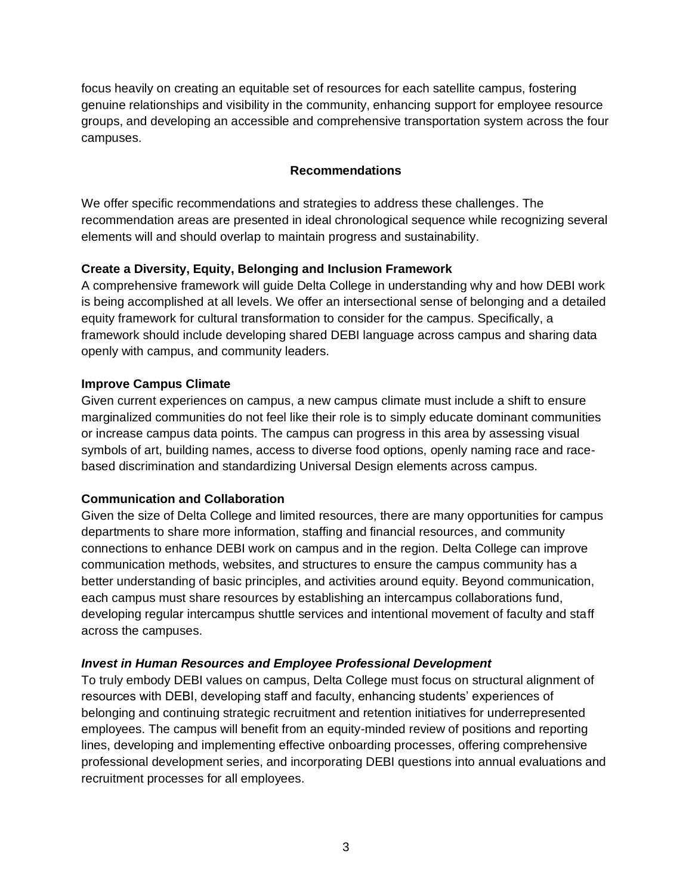focus heavily on creating an equitable set of resources for each satellite campus, fostering genuine relationships and visibility in the community, enhancing support for employee resource groups, and developing an accessible and comprehensive transportation system across the four campuses.

## Recommendations

We offer specific recommendations and strategies to address these challenges. The recommendation areas are presented in ideal chronological sequence while recognizing several elements will and should overlap to maintain progress and sustainability.

### Create a Diversity, Equity, Belonging and Inclusion Framework

A comprehensive framework will guide Delta College in understanding why and how DEBI work is being accomplished at all levels. We offer an intersectional sense of belonging and a detailed equity framework for cultural transformation to consider for the campus. Specifically, a framework should include developing shared DEBI language across campus and sharing data openly with campus, and community leaders.

### Improve Campus Climate

Given current experiences on campus, a new campus climate must include a shift to ensure marginalized communities do not feel like their role is to simply educate dominant communities or increase campus data points. The campus can progress in this area by assessing visual symbols of art, building names, access to diverse food options, openly naming race and race-based discrimination and standardizing Universal Design elements across campus.

### Communication and Collaboration

Given the size of Delta College and limited resources, there are many opportunities for campus departments to share more information, staffing and financial resources, and community connections to enhance DEBI work on campus and in the region. Delta College can improve communication methods, websites, and structures to ensure the campus community has a better understanding of basic principles, and activities around equity. Beyond communication, each campus must share resources by establishing an intercampus collaborations fund, developing regular intercampus shuttle services and intentional movement of faculty and staff across the campuses.

### *Invest in Human Resources and Employee Professional Development*

To truly embody DEBI values on campus, Delta College must focus on structural alignment of resources with DEBI, developing staff and faculty, enhancing students' experiences of belonging and continuing strategic recruitment and retention initiatives for underrepresented employees. The campus will benefit from an equity-minded review of positions and reporting lines, developing and implementing effective onboarding processes, offering comprehensive professional development series, and incorporating DEBI questions into annual evaluations and recruitment processes for all employees.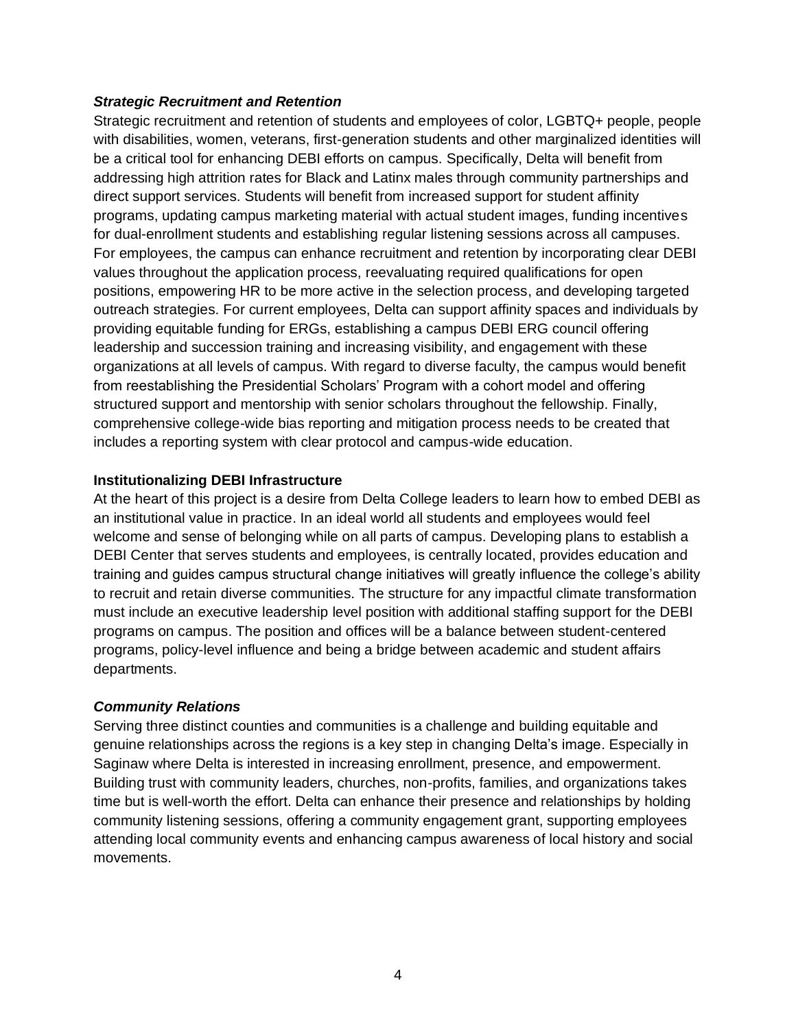### ***Strategic Recruitment and Retention***

Strategic recruitment and retention of students and employees of color, LGBTQ+ people, people with disabilities, women, veterans, first-generation students and other marginalized identities will be a critical tool for enhancing DEBI efforts on campus. Specifically, Delta will benefit from addressing high attrition rates for Black and Latinx males through community partnerships and direct support services. Students will benefit from increased support for student affinity programs, updating campus marketing material with actual student images, funding incentives for dual-enrollment students and establishing regular listening sessions across all campuses. For employees, the campus can enhance recruitment and retention by incorporating clear DEBI values throughout the application process, reevaluating required qualifications for open positions, empowering HR to be more active in the selection process, and developing targeted outreach strategies. For current employees, Delta can support affinity spaces and individuals by providing equitable funding for ERGs, establishing a campus DEBI ERG council offering leadership and succession training and increasing visibility, and engagement with these organizations at all levels of campus. With regard to diverse faculty, the campus would benefit from reestablishing the Presidential Scholars' Program with a cohort model and offering structured support and mentorship with senior scholars throughout the fellowship. Finally, comprehensive college-wide bias reporting and mitigation process needs to be created that includes a reporting system with clear protocol and campus-wide education.

### **Institutionalizing DEBI Infrastructure**

At the heart of this project is a desire from Delta College leaders to learn how to embed DEBI as an institutional value in practice. In an ideal world all students and employees would feel welcome and sense of belonging while on all parts of campus. Developing plans to establish a DEBI Center that serves students and employees, is centrally located, provides education and training and guides campus structural change initiatives will greatly influence the college's ability to recruit and retain diverse communities. The structure for any impactful climate transformation must include an executive leadership level position with additional staffing support for the DEBI programs on campus. The position and offices will be a balance between student-centered programs, policy-level influence and being a bridge between academic and student affairs departments.

### ***Community Relations***

Serving three distinct counties and communities is a challenge and building equitable and genuine relationships across the regions is a key step in changing Delta's image. Especially in Saginaw where Delta is interested in increasing enrollment, presence, and empowerment. Building trust with community leaders, churches, non-profits, families, and organizations takes time but is well-worth the effort. Delta can enhance their presence and relationships by holding community listening sessions, offering a community engagement grant, supporting employees attending local community events and enhancing campus awareness of local history and social movements.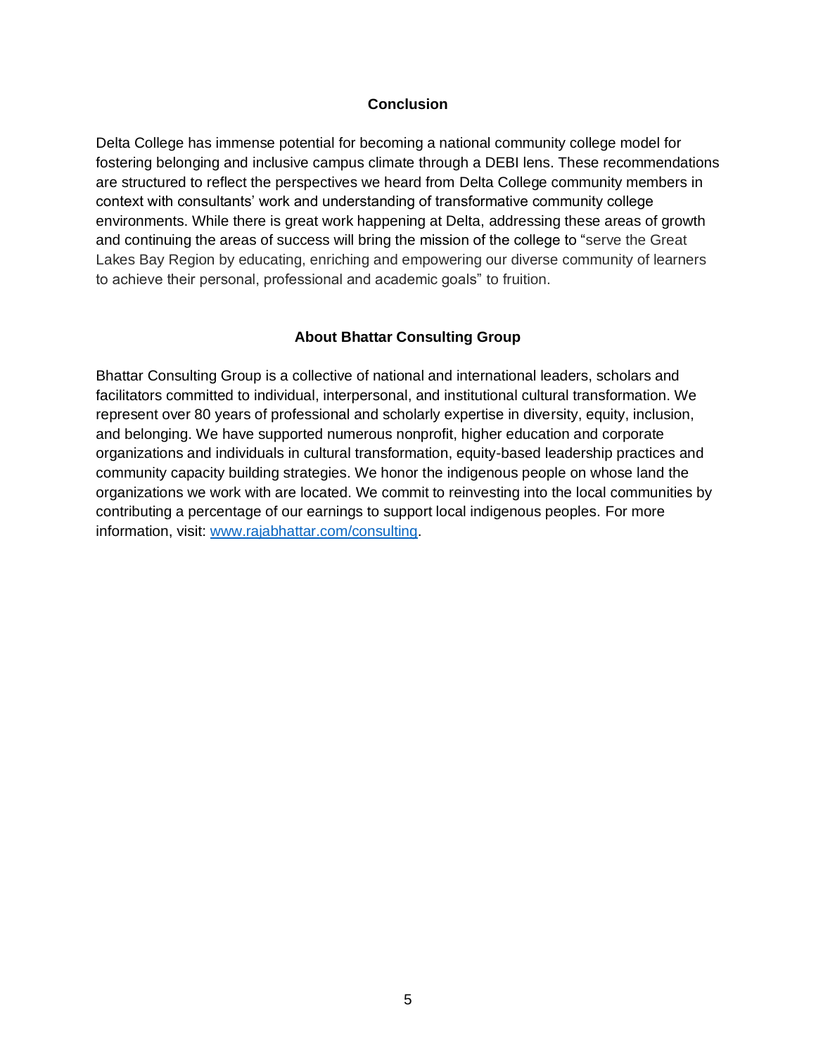## Conclusion

Delta College has immense potential for becoming a national community college model for fostering belonging and inclusive campus climate through a DEBI lens. These recommendations are structured to reflect the perspectives we heard from Delta College community members in context with consultants' work and understanding of transformative community college environments. While there is great work happening at Delta, addressing these areas of growth and continuing the areas of success will bring the mission of the college to "serve the Great Lakes Bay Region by educating, enriching and empowering our diverse community of learners to achieve their personal, professional and academic goals" to fruition.

## About Bhattar Consulting Group

Bhattar Consulting Group is a collective of national and international leaders, scholars and facilitators committed to individual, interpersonal, and institutional cultural transformation. We represent over 80 years of professional and scholarly expertise in diversity, equity, inclusion, and belonging. We have supported numerous nonprofit, higher education and corporate organizations and individuals in cultural transformation, equity-based leadership practices and community capacity building strategies. We honor the indigenous people on whose land the organizations we work with are located. We commit to reinvesting into the local communities by contributing a percentage of our earnings to support local indigenous peoples. For more information, visit: [www.rajabhattar.com/consulting](www.rajabhattar.com/consulting).